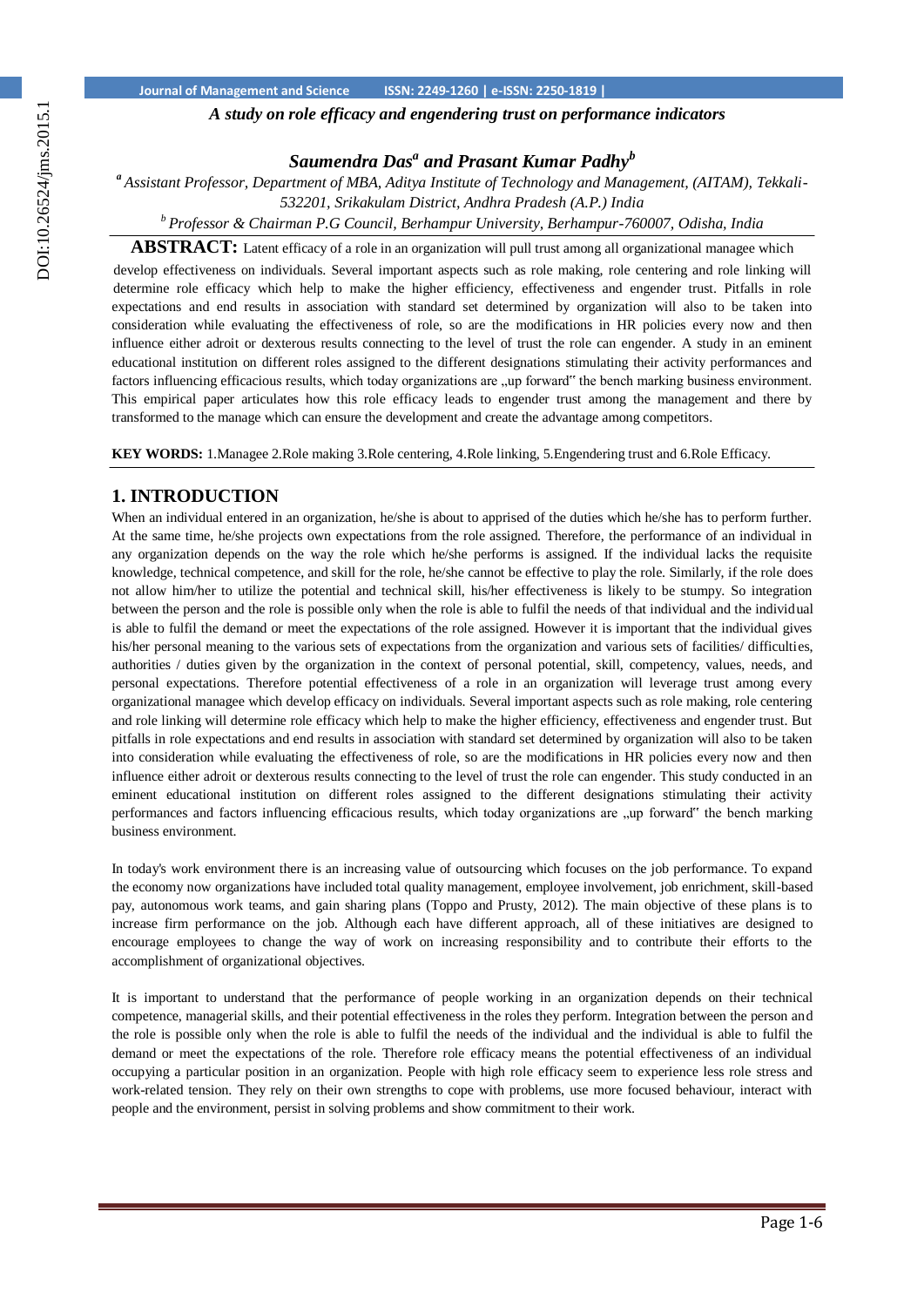# A study on role efficacy and engendering trust on performance indicators

**Saumendra Das[a] and Prasant Kumar Padhy[b]**

[a] Assistant Professor, Department of MBA, Aditya Institute of Technology and Management, (AITAM), Tekkali-532201, Srikakulam District, Andhra Pradesh (A.P.) India

[b] Professor & Chairman P.G Council, Berhampur University, Berhampur-760007, Odisha, India

**ABSTRACT:** Latent efficacy of a role in an organization will pull trust among all organizational managee which develop effectiveness on individuals. Several important aspects such as role making, role centering and role linking will determine role efficacy which help to make the higher efficiency, effectiveness and engender trust. Pitfalls in role expectations and end results in association with standard set determined by organization will also to be taken into consideration while evaluating the effectiveness of role, so are the modifications in HR policies every now and then influence either adroit or dexterous results connecting to the level of trust the role can engender. A study in an eminent educational institution on different roles assigned to the different designations stimulating their activity performances and factors influencing efficacious results, which today organizations are „up forward" the bench marking business environment. This empirical paper articulates how this role efficacy leads to engender trust among the management and there by transformed to the manage which can ensure the development and create the advantage among competitors.

**KEY WORDS:** 1.Managee 2.Role making 3.Role centering, 4.Role linking, 5.Engendering trust and 6.Role Efficacy.

## 1. INTRODUCTION

When an individual entered in an organization, he/she is about to apprised of the duties which he/she has to perform further. At the same time, he/she projects own expectations from the role assigned. Therefore, the performance of an individual in any organization depends on the way the role which he/she performs is assigned. If the individual lacks the requisite knowledge, technical competence, and skill for the role, he/she cannot be effective to play the role. Similarly, if the role does not allow him/her to utilize the potential and technical skill, his/her effectiveness is likely to be stumpy. So integration between the person and the role is possible only when the role is able to fulfil the needs of that individual and the individual is able to fulfil the demand or meet the expectations of the role assigned. However it is important that the individual gives his/her personal meaning to the various sets of expectations from the organization and various sets of facilities/ difficulties, authorities / duties given by the organization in the context of personal potential, skill, competency, values, needs, and personal expectations. Therefore potential effectiveness of a role in an organization will leverage trust among every organizational managee which develop efficacy on individuals. Several important aspects such as role making, role centering and role linking will determine role efficacy which help to make the higher efficiency, effectiveness and engender trust. But pitfalls in role expectations and end results in association with standard set determined by organization will also to be taken into consideration while evaluating the effectiveness of role, so are the modifications in HR policies every now and then influence either adroit or dexterous results connecting to the level of trust the role can engender. This study conducted in an eminent educational institution on different roles assigned to the different designations stimulating their activity performances and factors influencing efficacious results, which today organizations are „up forward" the bench marking business environment.

In today's work environment there is an increasing value of outsourcing which focuses on the job performance. To expand the economy now organizations have included total quality management, employee involvement, job enrichment, skill-based pay, autonomous work teams, and gain sharing plans (Toppo and Prusty, 2012). The main objective of these plans is to increase firm performance on the job. Although each have different approach, all of these initiatives are designed to encourage employees to change the way of work on increasing responsibility and to contribute their efforts to the accomplishment of organizational objectives.

It is important to understand that the performance of people working in an organization depends on their technical competence, managerial skills, and their potential effectiveness in the roles they perform. Integration between the person and the role is possible only when the role is able to fulfil the needs of the individual and the individual is able to fulfil the demand or meet the expectations of the role. Therefore role efficacy means the potential effectiveness of an individual occupying a particular position in an organization. People with high role efficacy seem to experience less role stress and work-related tension. They rely on their own strengths to cope with problems, use more focused behaviour, interact with people and the environment, persist in solving problems and show commitment to their work.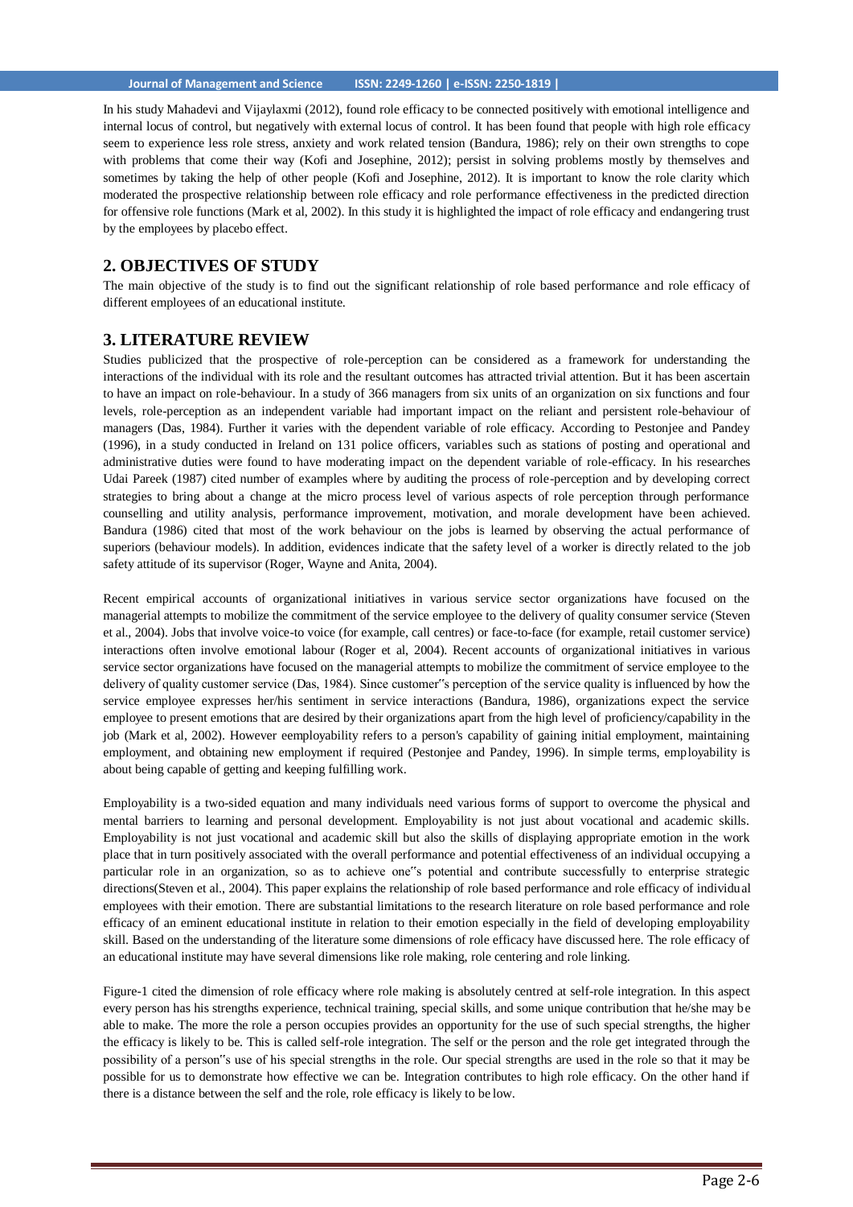In his study Mahadevi and Vijaylaxmi (2012), found role efficacy to be connected positively with emotional intelligence and internal locus of control, but negatively with external locus of control. It has been found that people with high role efficacy seem to experience less role stress, anxiety and work related tension (Bandura, 1986); rely on their own strengths to cope with problems that come their way (Kofi and Josephine, 2012); persist in solving problems mostly by themselves and sometimes by taking the help of other people (Kofi and Josephine, 2012). It is important to know the role clarity which moderated the prospective relationship between role efficacy and role performance effectiveness in the predicted direction for offensive role functions (Mark et al, 2002). In this study it is highlighted the impact of role efficacy and endangering trust by the employees by placebo effect.

## 2. OBJECTIVES OF STUDY

The main objective of the study is to find out the significant relationship of role based performance and role efficacy of different employees of an educational institute.

## 3. LITERATURE REVIEW

Studies publicized that the prospective of role-perception can be considered as a framework for understanding the interactions of the individual with its role and the resultant outcomes has attracted trivial attention. But it has been ascertain to have an impact on role-behaviour. In a study of 366 managers from six units of an organization on six functions and four levels, role-perception as an independent variable had important impact on the reliant and persistent role-behaviour of managers (Das, 1984). Further it varies with the dependent variable of role efficacy. According to Pestonjee and Pandey (1996), in a study conducted in Ireland on 131 police officers, variables such as stations of posting and operational and administrative duties were found to have moderating impact on the dependent variable of role-efficacy. In his researches Udai Pareek (1987) cited number of examples where by auditing the process of role-perception and by developing correct strategies to bring about a change at the micro process level of various aspects of role perception through performance counselling and utility analysis, performance improvement, motivation, and morale development have been achieved. Bandura (1986) cited that most of the work behaviour on the jobs is learned by observing the actual performance of superiors (behaviour models). In addition, evidences indicate that the safety level of a worker is directly related to the job safety attitude of its supervisor (Roger, Wayne and Anita, 2004).

Recent empirical accounts of organizational initiatives in various service sector organizations have focused on the managerial attempts to mobilize the commitment of the service employee to the delivery of quality consumer service (Steven et al., 2004). Jobs that involve voice-to voice (for example, call centres) or face-to-face (for example, retail customer service) interactions often involve emotional labour (Roger et al, 2004). Recent accounts of organizational initiatives in various service sector organizations have focused on the managerial attempts to mobilize the commitment of service employee to the delivery of quality customer service (Das, 1984). Since customer"s perception of the service quality is influenced by how the service employee expresses her/his sentiment in service interactions (Bandura, 1986), organizations expect the service employee to present emotions that are desired by their organizations apart from the high level of proficiency/capability in the job (Mark et al, 2002). However eemployability refers to a person's capability of gaining initial employment, maintaining employment, and obtaining new employment if required (Pestonjee and Pandey, 1996). In simple terms, employability is about being capable of getting and keeping fulfilling work.

Employability is a two-sided equation and many individuals need various forms of support to overcome the physical and mental barriers to learning and personal development. Employability is not just about vocational and academic skills. Employability is not just vocational and academic skill but also the skills of displaying appropriate emotion in the work place that in turn positively associated with the overall performance and potential effectiveness of an individual occupying a particular role in an organization, so as to achieve one"s potential and contribute successfully to enterprise strategic directions(Steven et al., 2004). This paper explains the relationship of role based performance and role efficacy of individual employees with their emotion. There are substantial limitations to the research literature on role based performance and role efficacy of an eminent educational institute in relation to their emotion especially in the field of developing employability skill. Based on the understanding of the literature some dimensions of role efficacy have discussed here. The role efficacy of an educational institute may have several dimensions like role making, role centering and role linking.

Figure-1 cited the dimension of role efficacy where role making is absolutely centred at self-role integration. In this aspect every person has his strengths experience, technical training, special skills, and some unique contribution that he/she may be able to make. The more the role a person occupies provides an opportunity for the use of such special strengths, the higher the efficacy is likely to be. This is called self-role integration. The self or the person and the role get integrated through the possibility of a person"s use of his special strengths in the role. Our special strengths are used in the role so that it may be possible for us to demonstrate how effective we can be. Integration contributes to high role efficacy. On the other hand if there is a distance between the self and the role, role efficacy is likely to be low.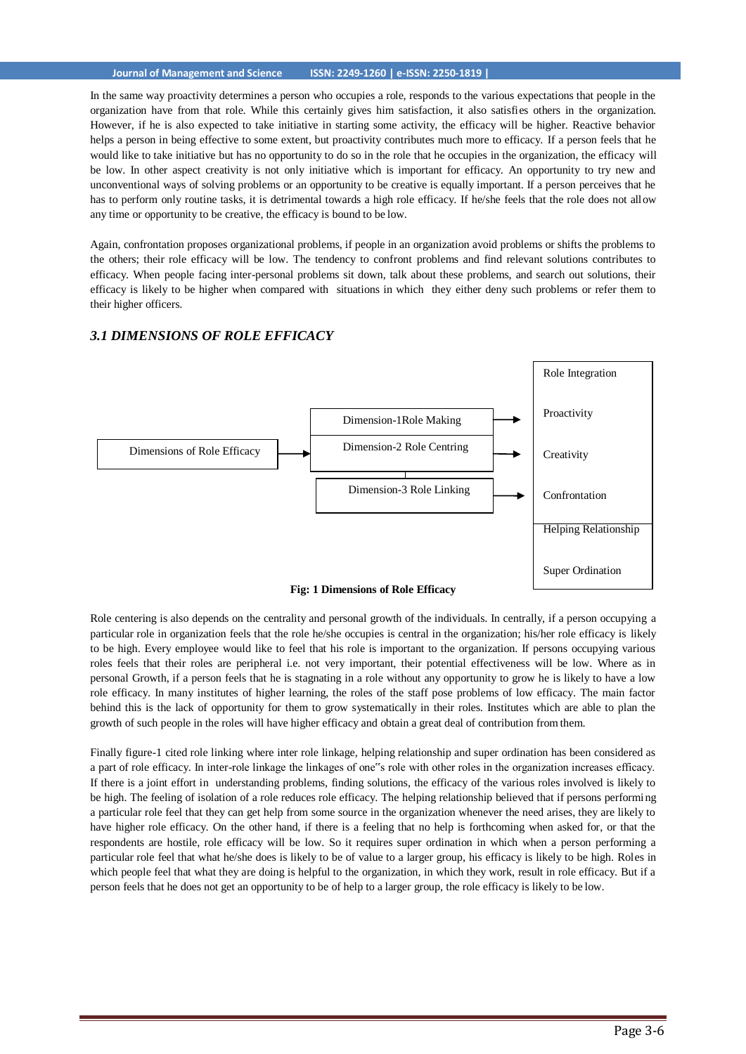In the same way proactivity determines a person who occupies a role, responds to the various expectations that people in the organization have from that role. While this certainly gives him satisfaction, it also satisfies others in the organization. However, if he is also expected to take initiative in starting some activity, the efficacy will be higher. Reactive behavior helps a person in being effective to some extent, but proactivity contributes much more to efficacy. If a person feels that he would like to take initiative but has no opportunity to do so in the role that he occupies in the organization, the efficacy will be low. In other aspect creativity is not only initiative which is important for efficacy. An opportunity to try new and unconventional ways of solving problems or an opportunity to be creative is equally important. If a person perceives that he has to perform only routine tasks, it is detrimental towards a high role efficacy. If he/she feels that the role does not allow any time or opportunity to be creative, the efficacy is bound to be low.

Again, confrontation proposes organizational problems, if people in an organization avoid problems or shifts the problems to the others; their role efficacy will be low. The tendency to confront problems and find relevant solutions contributes to efficacy. When people facing inter-personal problems sit down, talk about these problems, and search out solutions, their efficacy is likely to be higher when compared with situations in which they either deny such problems or refer them to their higher officers.

### *3.1 DIMENSIONS OF ROLE EFFICACY*

Dimensions of Role Efficacy → Dimension-1 Role Making; Dimension-2 Role Centring; Dimension-3 Role Linking → Role Integration, Proactivity, Creativity, Confrontation, Helping Relationship, Super Ordination

**Fig: 1 Dimensions of Role Efficacy**

Role centering is also depends on the centrality and personal growth of the individuals. In centrally, if a person occupying a particular role in organization feels that the role he/she occupies is central in the organization; his/her role efficacy is likely to be high. Every employee would like to feel that his role is important to the organization. If persons occupying various roles feels that their roles are peripheral i.e. not very important, their potential effectiveness will be low. Where as in personal Growth, if a person feels that he is stagnating in a role without any opportunity to grow he is likely to have a low role efficacy. In many institutes of higher learning, the roles of the staff pose problems of low efficacy. The main factor behind this is the lack of opportunity for them to grow systematically in their roles. Institutes which are able to plan the growth of such people in the roles will have higher efficacy and obtain a great deal of contribution from them.

Finally figure-1 cited role linking where inter role linkage, helping relationship and super ordination has been considered as a part of role efficacy. In inter-role linkage the linkages of one"s role with other roles in the organization increases efficacy. If there is a joint effort in understanding problems, finding solutions, the efficacy of the various roles involved is likely to be high. The feeling of isolation of a role reduces role efficacy. The helping relationship believed that if persons performing a particular role feel that they can get help from some source in the organization whenever the need arises, they are likely to have higher role efficacy. On the other hand, if there is a feeling that no help is forthcoming when asked for, or that the respondents are hostile, role efficacy will be low. So it requires super ordination in which when a person performing a particular role feel that what he/she does is likely to be of value to a larger group, his efficacy is likely to be high. Roles in which people feel that what they are doing is helpful to the organization, in which they work, result in role efficacy. But if a person feels that he does not get an opportunity to be of help to a larger group, the role efficacy is likely to be low.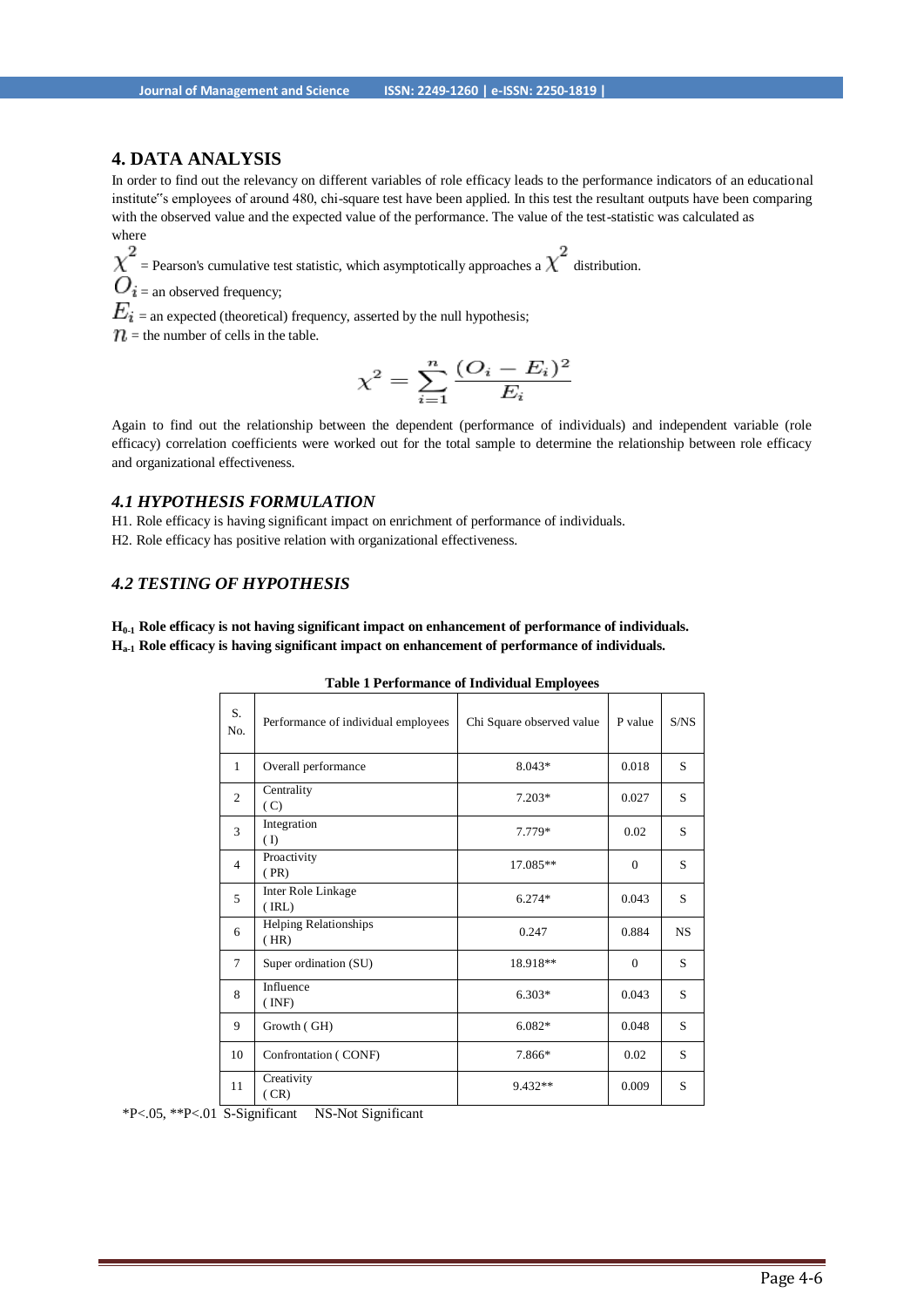## 4. DATA ANALYSIS

In order to find out the relevancy on different variables of role efficacy leads to the performance indicators of an educational institute"s employees of around 480, chi-square test have been applied. In this test the resultant outputs have been comparing with the observed value and the expected value of the performance. The value of the test-statistic was calculated as

where

$\chi^2$ = Pearson's cumulative test statistic, which asymptotically approaches a $\chi^2$ distribution.

$O_i$ = an observed frequency;

$E_i$ = an expected (theoretical) frequency, asserted by the null hypothesis;

$n$ = the number of cells in the table.

$$\chi^2 = \sum_{i=1}^{n} \frac{(O_i - E_i)^2}{E_i}$$

Again to find out the relationship between the dependent (performance of individuals) and independent variable (role efficacy) correlation coefficients were worked out for the total sample to determine the relationship between role efficacy and organizational effectiveness.

### *4.1 HYPOTHESIS FORMULATION*

H1. Role efficacy is having significant impact on enrichment of performance of individuals.

H2. Role efficacy has positive relation with organizational effectiveness.

### *4.2 TESTING OF HYPOTHESIS*

**$H_{0\text{-}1}$ Role efficacy is not having significant impact on enhancement of performance of individuals.**

**$H_{a\text{-}1}$ Role efficacy is having significant impact on enhancement of performance of individuals.**

**Table 1 Performance of Individual Employees**

| S. No. | Performance of individual employees | Chi Square observed value | P value | S/NS |
|---|---|---|---|---|
| 1 | Overall performance | 8.043* | 0.018 | S |
| 2 | Centrality ( C) | 7.203* | 0.027 | S |
| 3 | Integration ( I) | 7.779* | 0.02 | S |
| 4 | Proactivity ( PR) | 17.085** | 0 | S |
| 5 | Inter Role Linkage ( IRL) | 6.274* | 0.043 | S |
| 6 | Helping Relationships ( HR) | 0.247 | 0.884 | NS |
| 7 | Super ordination (SU) | 18.918** | 0 | S |
| 8 | Influence ( INF) | 6.303* | 0.043 | S |
| 9 | Growth ( GH) | 6.082* | 0.048 | S |
| 10 | Confrontation ( CONF) | 7.866* | 0.02 | S |
| 11 | Creativity ( CR) | 9.432** | 0.009 | S |

*P<.05, **P<.01 S-Significant NS-Not Significant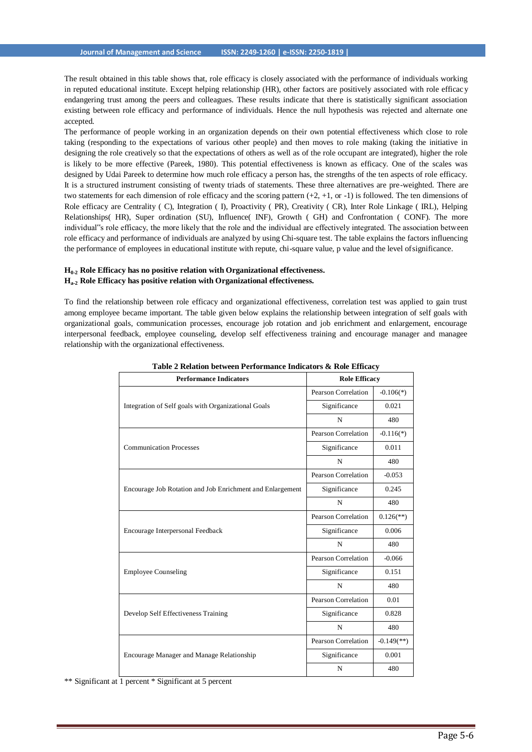The result obtained in this table shows that, role efficacy is closely associated with the performance of individuals working in reputed educational institute. Except helping relationship (HR), other factors are positively associated with role efficacy endangering trust among the peers and colleagues. These results indicate that there is statistically significant association existing between role efficacy and performance of individuals. Hence the null hypothesis was rejected and alternate one accepted.

The performance of people working in an organization depends on their own potential effectiveness which close to role taking (responding to the expectations of various other people) and then moves to role making (taking the initiative in designing the role creatively so that the expectations of others as well as of the role occupant are integrated), higher the role is likely to be more effective (Pareek, 1980). This potential effectiveness is known as efficacy. One of the scales was designed by Udai Pareek to determine how much role efficacy a person has, the strengths of the ten aspects of role efficacy. It is a structured instrument consisting of twenty triads of statements. These three alternatives are pre-weighted. There are two statements for each dimension of role efficacy and the scoring pattern (+2, +1, or -1) is followed. The ten dimensions of Role efficacy are Centrality ( C), Integration ( I), Proactivity ( PR), Creativity ( CR), Inter Role Linkage ( IRL), Helping Relationships( HR), Super ordination (SU), Influence( INF), Growth ( GH) and Confrontation ( CONF). The more individual"s role efficacy, the more likely that the role and the individual are effectively integrated. The association between role efficacy and performance of individuals are analyzed by using Chi-square test. The table explains the factors influencing the performance of employees in educational institute with repute, chi-square value, p value and the level ofsignificance.

**$H_{0\text{-}2}$ Role Efficacy has no positive relation with Organizational effectiveness.**
**$H_{a\text{-}2}$ Role Efficacy has positive relation with Organizational effectiveness.**

To find the relationship between role efficacy and organizational effectiveness, correlation test was applied to gain trust among employee became important. The table given below explains the relationship between integration of self goals with organizational goals, communication processes, encourage job rotation and job enrichment and enlargement, encourage interpersonal feedback, employee counseling, develop self effectiveness training and encourage manager and managee relationship with the organizational effectiveness.

**Table 2 Relation between Performance Indicators & Role Efficacy**

| Performance Indicators | Role Efficacy | |
|---|---|---|
| Integration of Self goals with Organizational Goals | Pearson Correlation | -0.106(*) |
| | Significance | 0.021 |
| | N | 480 |
| Communication Processes | Pearson Correlation | -0.116(*) |
| | Significance | 0.011 |
| | N | 480 |
| Encourage Job Rotation and Job Enrichment and Enlargement | Pearson Correlation | -0.053 |
| | Significance | 0.245 |
| | N | 480 |
| Encourage Interpersonal Feedback | Pearson Correlation | 0.126(**) |
| | Significance | 0.006 |
| | N | 480 |
| Employee Counseling | Pearson Correlation | -0.066 |
| | Significance | 0.151 |
| | N | 480 |
| Develop Self Effectiveness Training | Pearson Correlation | 0.01 |
| | Significance | 0.828 |
| | N | 480 |
| Encourage Manager and Manage Relationship | Pearson Correlation | -0.149(**) |
| | Significance | 0.001 |
| | N | 480 |

** Significant at 1 percent * Significant at 5 percent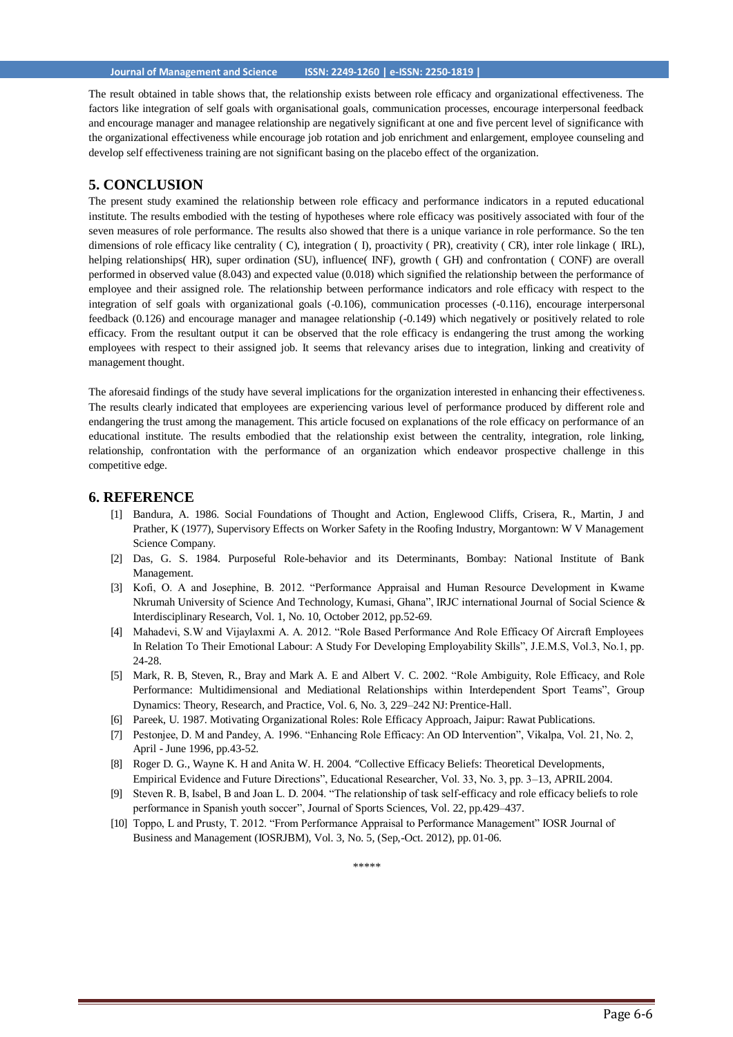The result obtained in table shows that, the relationship exists between role efficacy and organizational effectiveness. The factors like integration of self goals with organisational goals, communication processes, encourage interpersonal feedback and encourage manager and managee relationship are negatively significant at one and five percent level of significance with the organizational effectiveness while encourage job rotation and job enrichment and enlargement, employee counseling and develop self effectiveness training are not significant basing on the placebo effect of the organization.

## 5. CONCLUSION

The present study examined the relationship between role efficacy and performance indicators in a reputed educational institute. The results embodied with the testing of hypotheses where role efficacy was positively associated with four of the seven measures of role performance. The results also showed that there is a unique variance in role performance. So the ten dimensions of role efficacy like centrality ( C), integration ( I), proactivity ( PR), creativity ( CR), inter role linkage ( IRL), helping relationships( HR), super ordination (SU), influence( INF), growth ( GH) and confrontation ( CONF) are overall performed in observed value (8.043) and expected value (0.018) which signified the relationship between the performance of employee and their assigned role. The relationship between performance indicators and role efficacy with respect to the integration of self goals with organizational goals (-0.106), communication processes (-0.116), encourage interpersonal feedback (0.126) and encourage manager and managee relationship (-0.149) which negatively or positively related to role efficacy. From the resultant output it can be observed that the role efficacy is endangering the trust among the working employees with respect to their assigned job. It seems that relevancy arises due to integration, linking and creativity of management thought.

The aforesaid findings of the study have several implications for the organization interested in enhancing their effectiveness. The results clearly indicated that employees are experiencing various level of performance produced by different role and endangering the trust among the management. This article focused on explanations of the role efficacy on performance of an educational institute. The results embodied that the relationship exist between the centrality, integration, role linking, relationship, confrontation with the performance of an organization which endeavor prospective challenge in this competitive edge.

## 6. REFERENCE

[1] Bandura, A. 1986. Social Foundations of Thought and Action, Englewood Cliffs, Crisera, R., Martin, J and Prather, K (1977), Supervisory Effects on Worker Safety in the Roofing Industry, Morgantown: W V Management Science Company.

[2] Das, G. S. 1984. Purposeful Role-behavior and its Determinants, Bombay: National Institute of Bank Management.

[3] Kofi, O. A and Josephine, B. 2012. "Performance Appraisal and Human Resource Development in Kwame Nkrumah University of Science And Technology, Kumasi, Ghana", IRJC international Journal of Social Science & Interdisciplinary Research, Vol. 1, No. 10, October 2012, pp.52-69.

[4] Mahadevi, S.W and Vijaylaxmi A. A. 2012. "Role Based Performance And Role Efficacy Of Aircraft Employees In Relation To Their Emotional Labour: A Study For Developing Employability Skills", J.E.M.S, Vol.3, No.1, pp. 24-28.

[5] Mark, R. B, Steven, R., Bray and Mark A. E and Albert V. C. 2002. "Role Ambiguity, Role Efficacy, and Role Performance: Multidimensional and Mediational Relationships within Interdependent Sport Teams", Group Dynamics: Theory, Research, and Practice, Vol. 6, No. 3, 229–242 NJ: Prentice-Hall.

[6] Pareek, U. 1987. Motivating Organizational Roles: Role Efficacy Approach, Jaipur: Rawat Publications.

[7] Pestonjee, D. M and Pandey, A. 1996. "Enhancing Role Efficacy: An OD Intervention", Vikalpa, Vol. 21, No. 2, April - June 1996, pp.43-52.

[8] Roger D. G., Wayne K. H and Anita W. H. 2004. "Collective Efficacy Beliefs: Theoretical Developments, Empirical Evidence and Future Directions", Educational Researcher, Vol. 33, No. 3, pp. 3–13, APRIL 2004.

[9] Steven R. B, Isabel, B and Joan L. D. 2004. "The relationship of task self-efficacy and role efficacy beliefs to role performance in Spanish youth soccer", Journal of Sports Sciences, Vol. 22, pp.429–437.

[10] Toppo, L and Prusty, T. 2012. "From Performance Appraisal to Performance Management" IOSR Journal of Business and Management (IOSRJBM), Vol. 3, No. 5, (Sep,-Oct. 2012), pp. 01-06.

*****